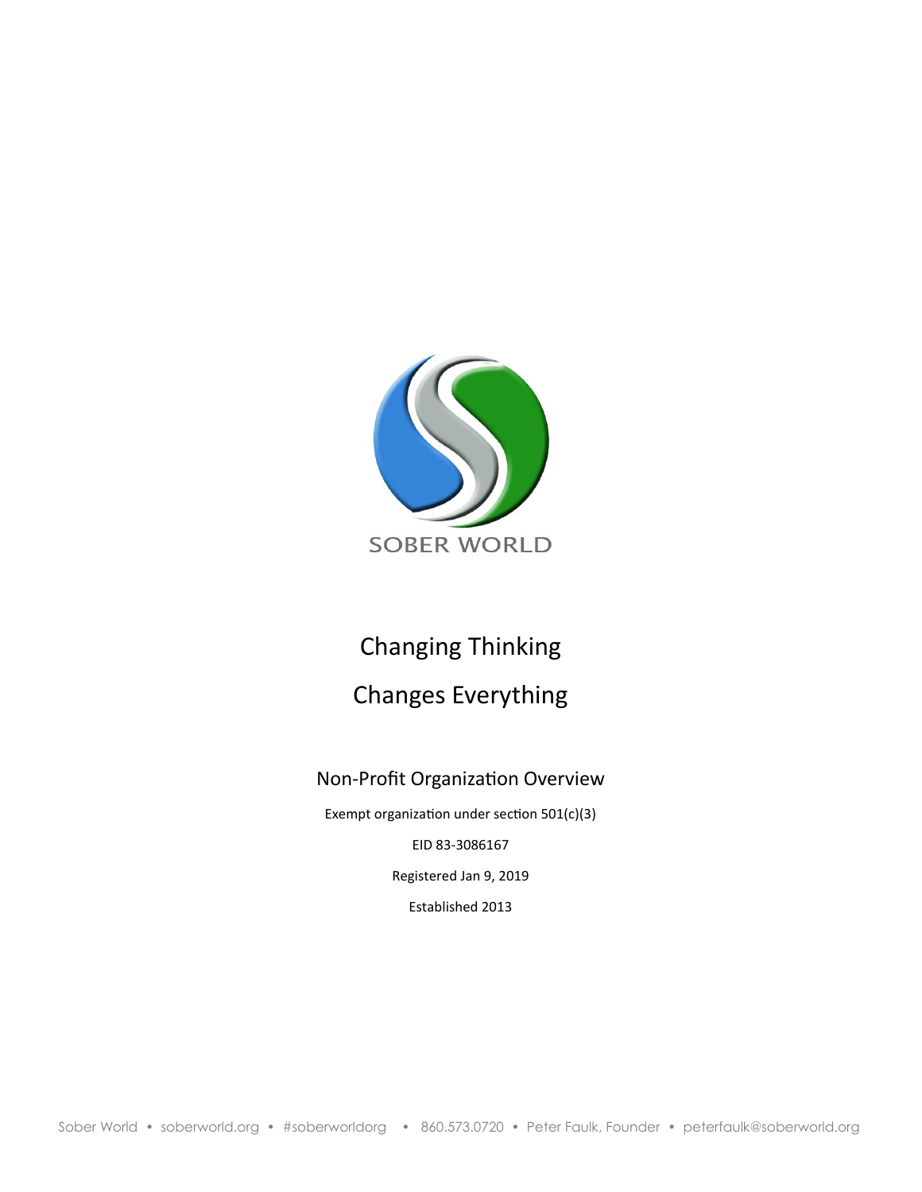SOBER WORLD

# Changing Thinking

# Changes Everything

## Non-Profit Organization Overview

Exempt organization under section 501(c)(3)

EID 83-3086167

Registered Jan 9, 2019

Established 2013

Sober World • soberworld.org • #soberworldorg • 860.573.0720 • Peter Faulk, Founder • peterfaulk@soberworld.org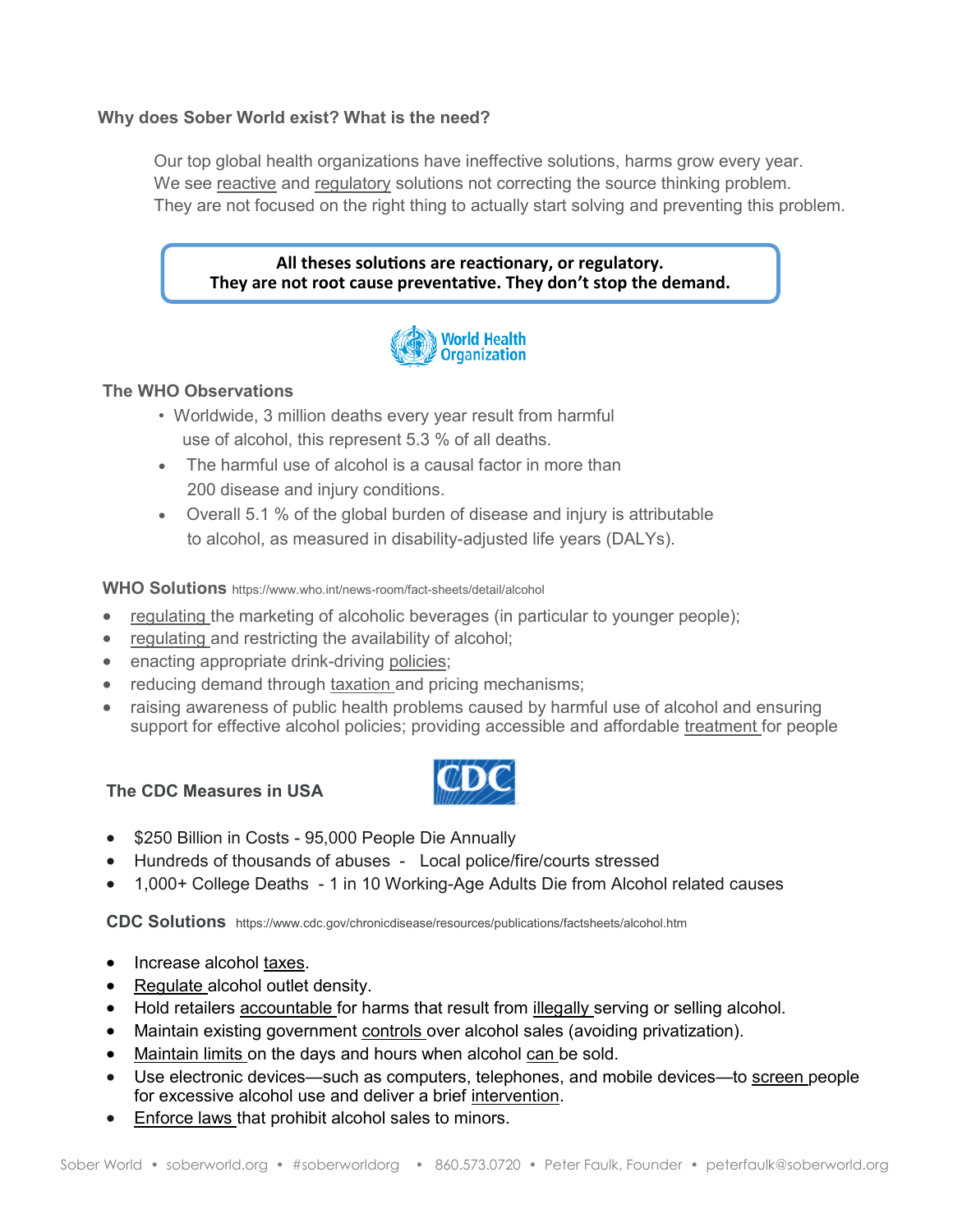### Why does Sober World exist? What is the need?

Our top global health organizations have ineffective solutions, harms grow every year.
We see reactive and regulatory solutions not correcting the source thinking problem.
They are not focused on the right thing to actually start solving and preventing this problem.

**All theses solutions are reactionary, or regulatory.**
**They are not root cause preventative. They don't stop the demand.**

World Health Organization

### The WHO Observations

- Worldwide, 3 million deaths every year result from harmful use of alcohol, this represent 5.3 % of all deaths.
- The harmful use of alcohol is a causal factor in more than 200 disease and injury conditions.
- Overall 5.1 % of the global burden of disease and injury is attributable to alcohol, as measured in disability-adjusted life years (DALYs).

### WHO Solutions https://www.who.int/news-room/fact-sheets/detail/alcohol

- regulating the marketing of alcoholic beverages (in particular to younger people);
- regulating and restricting the availability of alcohol;
- enacting appropriate drink-driving policies;
- reducing demand through taxation and pricing mechanisms;
- raising awareness of public health problems caused by harmful use of alcohol and ensuring support for effective alcohol policies; providing accessible and affordable treatment for people

### The CDC Measures in USA

CDC

- $250 Billion in Costs - 95,000 People Die Annually
- Hundreds of thousands of abuses - Local police/fire/courts stressed
- 1,000+ College Deaths - 1 in 10 Working-Age Adults Die from Alcohol related causes

### CDC Solutions https://www.cdc.gov/chronicdisease/resources/publications/factsheets/alcohol.htm

- Increase alcohol taxes.
- Regulate alcohol outlet density.
- Hold retailers accountable for harms that result from illegally serving or selling alcohol.
- Maintain existing government controls over alcohol sales (avoiding privatization).
- Maintain limits on the days and hours when alcohol can be sold.
- Use electronic devices—such as computers, telephones, and mobile devices—to screen people for excessive alcohol use and deliver a brief intervention.
- Enforce laws that prohibit alcohol sales to minors.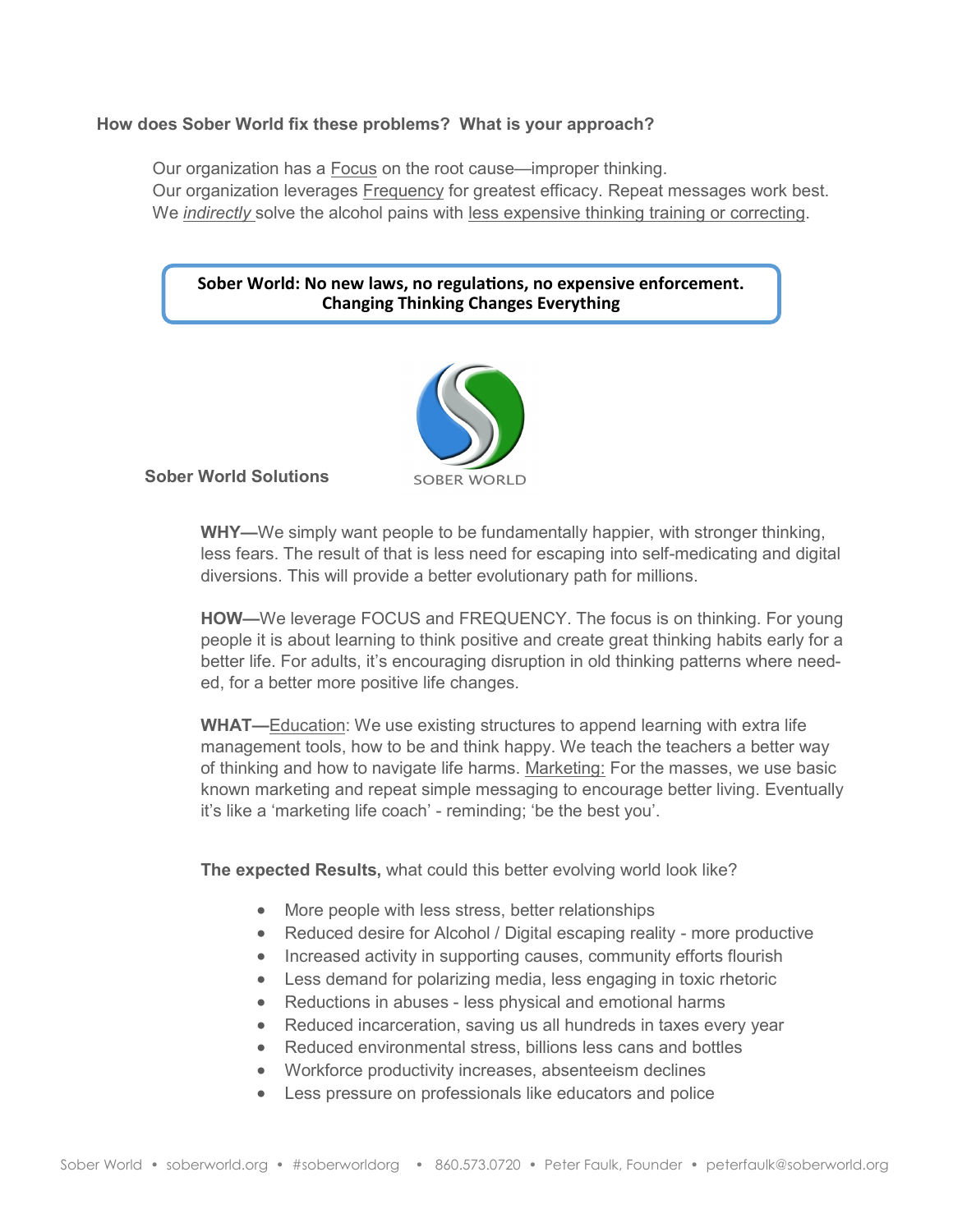**How does Sober World fix these problems? What is your approach?**

Our organization has a Focus on the root cause—improper thinking.
Our organization leverages Frequency for greatest efficacy. Repeat messages work best.
We *indirectly* solve the alcohol pains with less expensive thinking training or correcting.

**Sober World: No new laws, no regulations, no expensive enforcement.**
**Changing Thinking Changes Everything**

SOBER WORLD

**Sober World Solutions**

**WHY—**We simply want people to be fundamentally happier, with stronger thinking, less fears. The result of that is less need for escaping into self-medicating and digital diversions. This will provide a better evolutionary path for millions.

**HOW—**We leverage FOCUS and FREQUENCY. The focus is on thinking. For young people it is about learning to think positive and create great thinking habits early for a better life. For adults, it's encouraging disruption in old thinking patterns where needed, for a better more positive life changes.

**WHAT—**Education: We use existing structures to append learning with extra life management tools, how to be and think happy. We teach the teachers a better way of thinking and how to navigate life harms. Marketing: For the masses, we use basic known marketing and repeat simple messaging to encourage better living. Eventually it's like a 'marketing life coach' - reminding; 'be the best you'.

**The expected Results,** what could this better evolving world look like?

- More people with less stress, better relationships
- Reduced desire for Alcohol / Digital escaping reality - more productive
- Increased activity in supporting causes, community efforts flourish
- Less demand for polarizing media, less engaging in toxic rhetoric
- Reductions in abuses - less physical and emotional harms
- Reduced incarceration, saving us all hundreds in taxes every year
- Reduced environmental stress, billions less cans and bottles
- Workforce productivity increases, absenteeism declines
- Less pressure on professionals like educators and police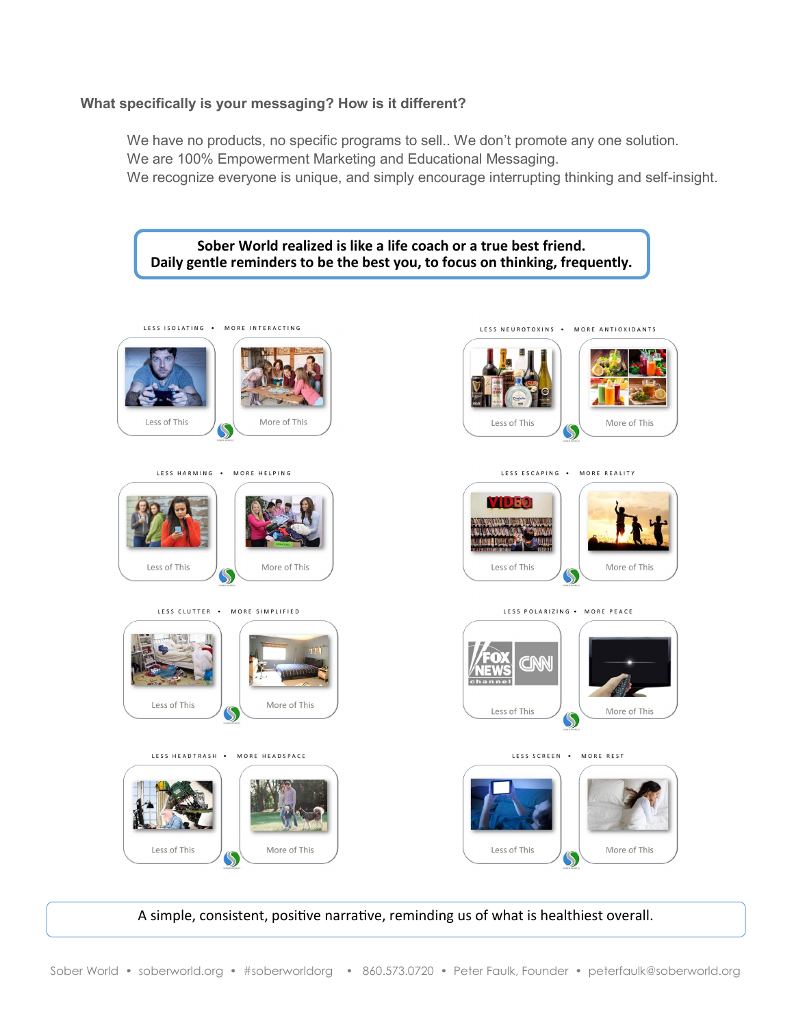**What specifically is your messaging? How is it different?**

We have no products, no specific programs to sell.. We don't promote any one solution.
We are 100% Empowerment Marketing and Educational Messaging.
We recognize everyone is unique, and simply encourage interrupting thinking and self-insight.

**Sober World realized is like a life coach or a true best friend.**
**Daily gentle reminders to be the best you, to focus on thinking, frequently.**

LESS ISOLATING • MORE INTERACTING

Less of This | More of This

LESS NEUROTOXINS • MORE ANTIOXIDANTS

Less of This | More of This

LESS HARMING • MORE HELPING

Less of This | More of This

LESS ESCAPING • MORE REALITY

Less of This | More of This

LESS CLUTTER • MORE SIMPLIFIED

Less of This | More of This

LESS POLARIZING • MORE PEACE

Less of This | More of This

LESS HEADTRASH • MORE HEADSPACE

Less of This | More of This

LESS SCREEN • MORE REST

Less of This | More of This

A simple, consistent, positive narrative, reminding us of what is healthiest overall.

Sober World • soberworld.org • #soberworldorg • 860.573.0720 • Peter Faulk, Founder • peterfaulk@soberworld.org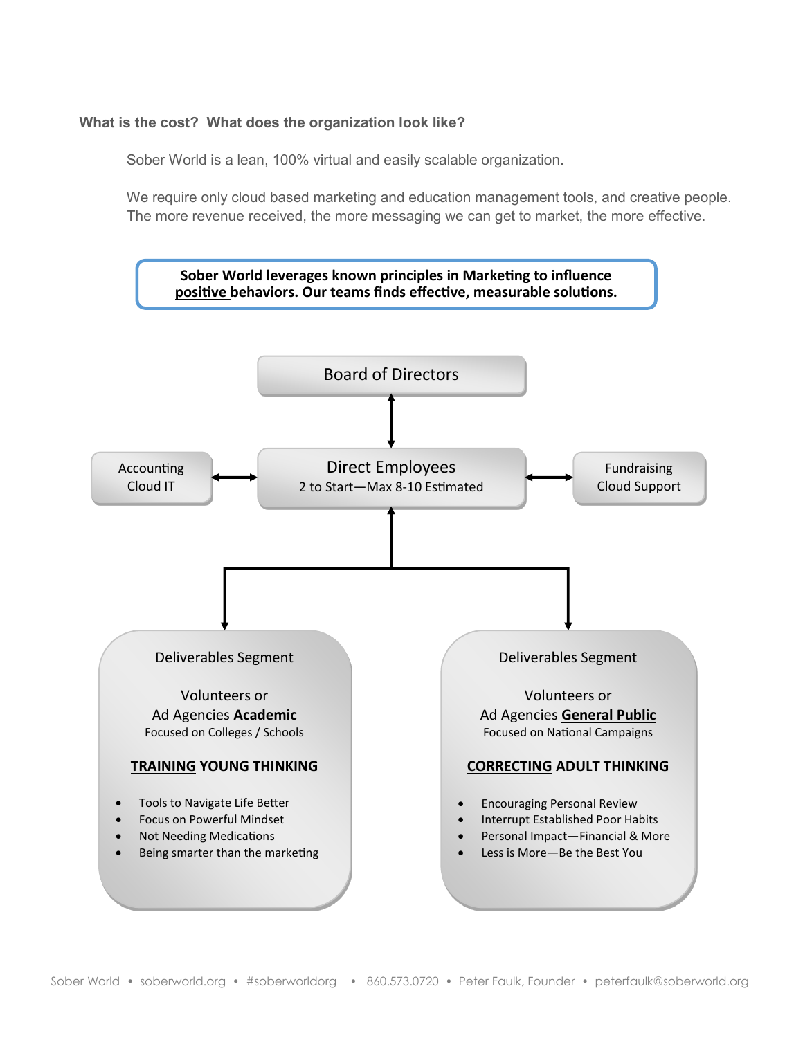**What is the cost? What does the organization look like?**

Sober World is a lean, 100% virtual and easily scalable organization.

We require only cloud based marketing and education management tools, and creative people. The more revenue received, the more messaging we can get to market, the more effective.

**Sober World leverages known principles in Marketing to influence positive behaviors. Our teams finds effective, measurable solutions.**

Board of Directors

Accounting
Cloud IT

Direct Employees
2 to Start—Max 8-10 Estimated

Fundraising
Cloud Support

Deliverables Segment

Volunteers or
Ad Agencies **Academic**
Focused on Colleges / Schools

**TRAINING YOUNG THINKING**

- Tools to Navigate Life Better
- Focus on Powerful Mindset
- Not Needing Medications
- Being smarter than the marketing

Deliverables Segment

Volunteers or
Ad Agencies **General Public**
Focused on National Campaigns

**CORRECTING ADULT THINKING**

- Encouraging Personal Review
- Interrupt Established Poor Habits
- Personal Impact—Financial & More
- Less is More—Be the Best You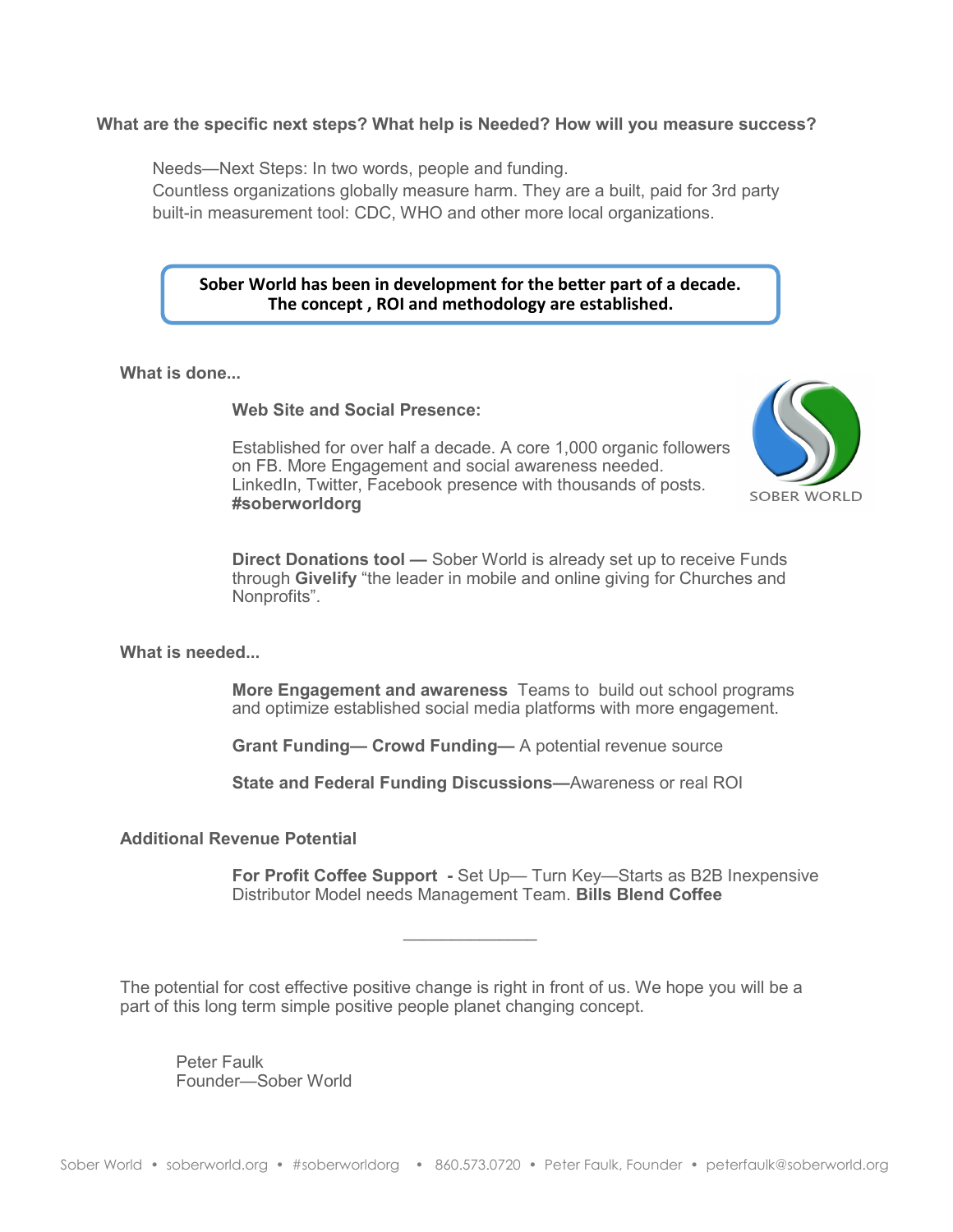**What are the specific next steps? What help is Needed? How will you measure success?**

Needs—Next Steps: In two words, people and funding.
Countless organizations globally measure harm. They are a built, paid for 3rd party built-in measurement tool: CDC, WHO and other more local organizations.

**Sober World has been in development for the better part of a decade.
The concept , ROI and methodology are established.**

**What is done...**

**Web Site and Social Presence:**

Established for over half a decade. A core 1,000 organic followers on FB. More Engagement and social awareness needed. LinkedIn, Twitter, Facebook presence with thousands of posts. **#soberworldorg**

SOBER WORLD

**Direct Donations tool —** Sober World is already set up to receive Funds through **Givelify** "the leader in mobile and online giving for Churches and Nonprofits".

**What is needed...**

**More Engagement and awareness** Teams to build out school programs and optimize established social media platforms with more engagement.

**Grant Funding— Crowd Funding—** A potential revenue source

**State and Federal Funding Discussions—**Awareness or real ROI

**Additional Revenue Potential**

**For Profit Coffee Support -** Set Up— Turn Key—Starts as B2B Inexpensive Distributor Model needs Management Team. **Bills Blend Coffee**

---

The potential for cost effective positive change is right in front of us. We hope you will be a part of this long term simple positive people planet changing concept.

Peter Faulk
Founder—Sober World

Sober World • soberworld.org • #soberworldorg • 860.573.0720 • Peter Faulk, Founder • peterfaulk@soberworld.org